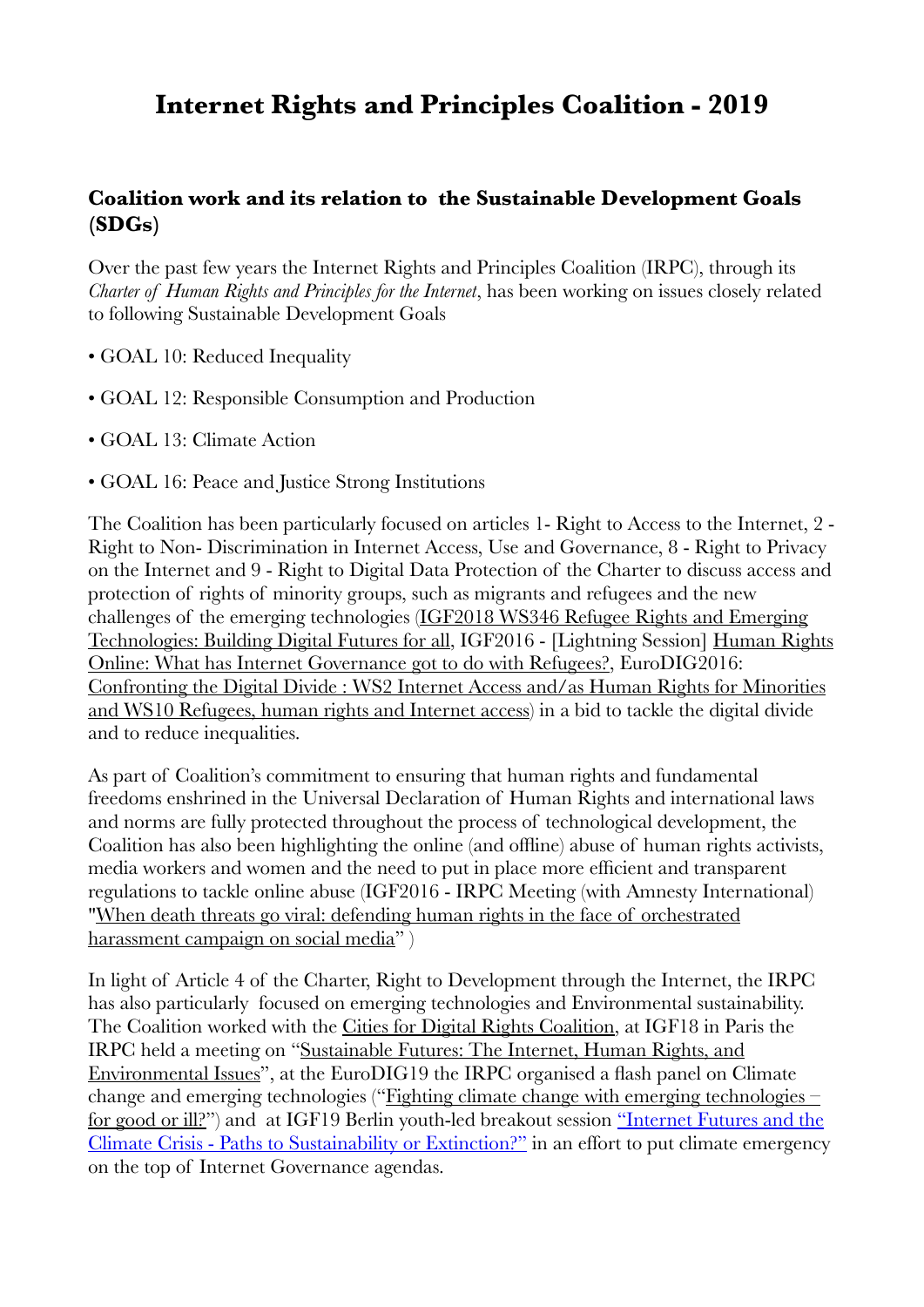# Internet Rights and Principles Coalition - 2019

### Coalition work and its relation to the Sustainable Development Goals (SDGs)

Over the past few years the Internet Rights and Principles Coalition (IRPC), through its *Charter of Human Rights and Principles for the Internet*, has been working on issues closely related to following Sustainable Development Goals

- GOAL 10: Reduced Inequality
- GOAL 12: Responsible Consumption and Production
- GOAL 13: Climate Action
- GOAL 16: Peace and Justice Strong Institutions

The Coalition has been particularly focused on articles 1- Right to Access to the Internet, 2 - Right to Non- Discrimination in Internet Access, Use and Governance, 8 - Right to Privacy on the Internet and 9 - Right to Digital Data Protection of the Charter to discuss access and protection of rights of minority groups, such as migrants and refugees and the new challenges of the emerging technologies (IGF2018 WS346 Refugee Rights and Emerging Technologies: Building Digital Futures for all, IGF2016 - [Lightning Session] Human Rights Online: What has Internet Governance got to do with Refugees?, EuroDIG2016: Confronting the Digital Divide : WS2 Internet Access and/as Human Rights for Minorities and WS10 Refugees, human rights and Internet access) in a bid to tackle the digital divide and to reduce inequalities.

As part of Coalition's commitment to ensuring that human rights and fundamental freedoms enshrined in the Universal Declaration of Human Rights and international laws and norms are fully protected throughout the process of technological development, the Coalition has also been highlighting the online (and offline) abuse of human rights activists, media workers and women and the need to put in place more efficient and transparent regulations to tackle online abuse (IGF2016 - IRPC Meeting (with Amnesty International) "When death threats go viral: defending human rights in the face of orchestrated harassment campaign on social media" )

In light of Article 4 of the Charter, Right to Development through the Internet, the IRPC has also particularly focused on emerging technologies and Environmental sustainability. The Coalition worked with the Cities for Digital Rights Coalition, at IGF18 in Paris the IRPC held a meeting on "Sustainable Futures: The Internet, Human Rights, and Environmental Issues", at the EuroDIG19 the IRPC organised a flash panel on Climate change and emerging technologies ("Fighting climate change with emerging technologies – for good or ill?") and at IGF19 Berlin youth-led breakout session "Internet Futures and the Climate Crisis - Paths to Sustainability or Extinction?" in an effort to put climate emergency on the top of Internet Governance agendas.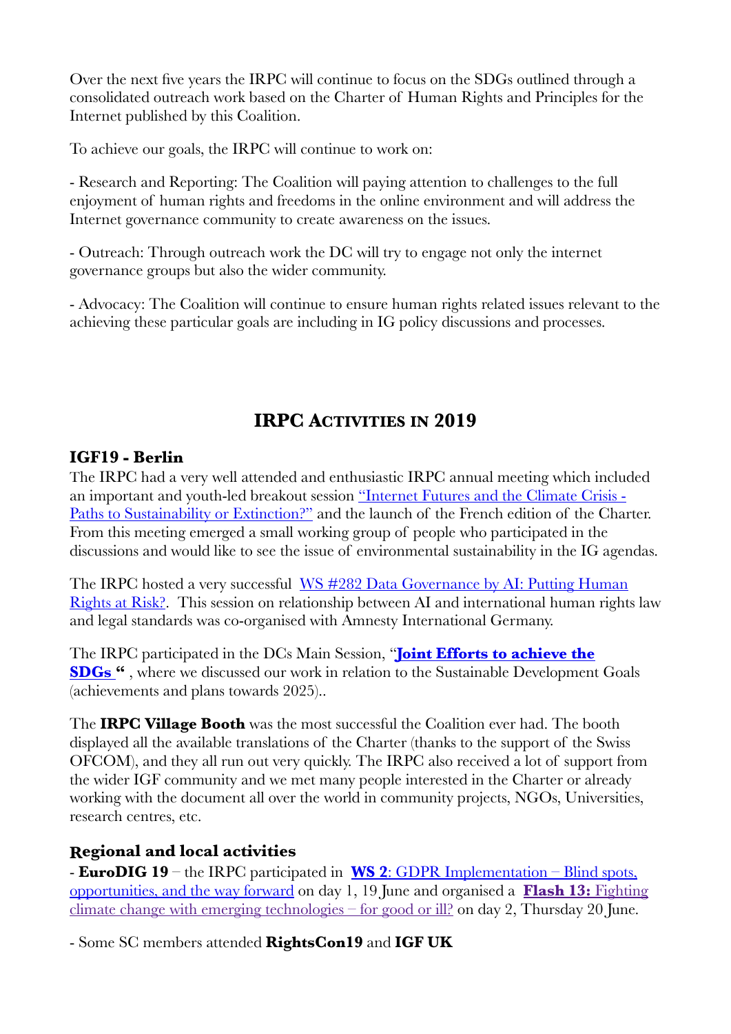Over the next five years the IRPC will continue to focus on the SDGs outlined through a consolidated outreach work based on the Charter of Human Rights and Principles for the Internet published by this Coalition.

To achieve our goals, the IRPC will continue to work on:

- Research and Reporting: The Coalition will paying attention to challenges to the full enjoyment of human rights and freedoms in the online environment and will address the Internet governance community to create awareness on the issues.

- Outreach: Through outreach work the DC will try to engage not only the internet governance groups but also the wider community.

- Advocacy: The Coalition will continue to ensure human rights related issues relevant to the achieving these particular goals are including in IG policy discussions and processes.

## IRPC Activities in 2019

### IGF19 - Berlin

The IRPC had a very well attended and enthusiastic IRPC annual meeting which included an important and youth-led breakout session "Internet Futures and the Climate Crisis - Paths to Sustainability or Extinction?" and the launch of the French edition of the Charter. From this meeting emerged a small working group of people who participated in the discussions and would like to see the issue of environmental sustainability in the IG agendas.

The IRPC hosted a very successful WS #282 Data Governance by AI: Putting Human Rights at Risk?. This session on relationship between AI and international human rights law and legal standards was co-organised with Amnesty International Germany.

The IRPC participated in the DCs Main Session, "**Joint Efforts to achieve the SDGs** " , where we discussed our work in relation to the Sustainable Development Goals (achievements and plans towards 2025)..

The **IRPC Village Booth** was the most successful the Coalition ever had. The booth displayed all the available translations of the Charter (thanks to the support of the Swiss OFCOM), and they all run out very quickly. The IRPC also received a lot of support from the wider IGF community and we met many people interested in the Charter or already working with the document all over the world in community projects, NGOs, Universities, research centres, etc.

### Regional and local activities

- **EuroDIG 19** – the IRPC participated in **WS 2**: GDPR Implementation – Blind spots, opportunities, and the way forward on day 1, 19 June and organised a **Flash 13:** Fighting climate change with emerging technologies – for good or ill? on day 2, Thursday 20 June.

- Some SC members attended **RightsCon19** and **IGF UK**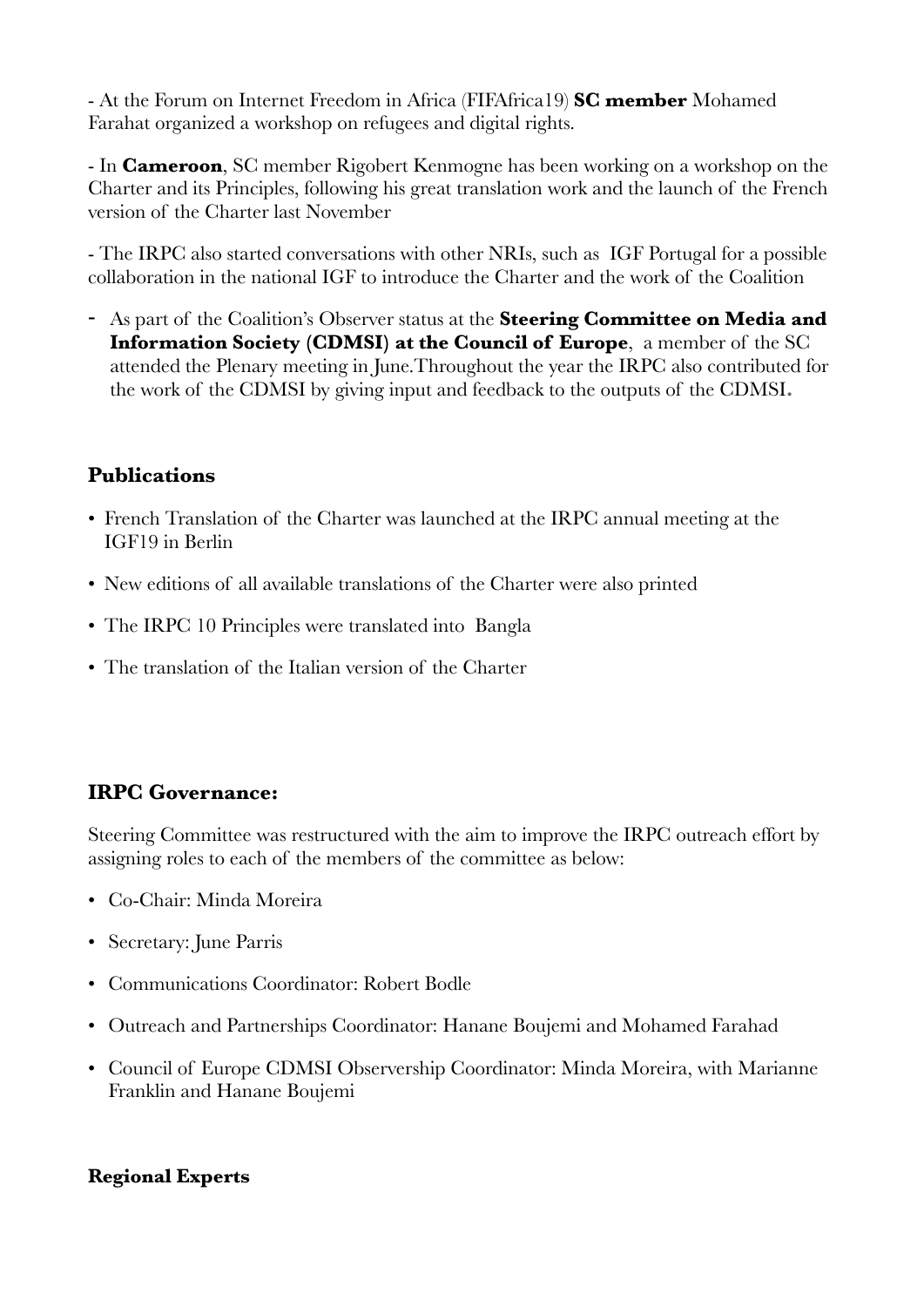- At the Forum on Internet Freedom in Africa (FIFAfrica19) **SC member** Mohamed Farahat organized a workshop on refugees and digital rights.

- In **Cameroon**, SC member Rigobert Kenmogne has been working on a workshop on the Charter and its Principles, following his great translation work and the launch of the French version of the Charter last November

- The IRPC also started conversations with other NRIs, such as IGF Portugal for a possible collaboration in the national IGF to introduce the Charter and the work of the Coalition

- As part of the Coalition's Observer status at the **Steering Committee on Media and Information Society (CDMSI) at the Council of Europe**, a member of the SC attended the Plenary meeting in June.Throughout the year the IRPC also contributed for the work of the CDMSI by giving input and feedback to the outputs of the CDMSI.

## Publications

- French Translation of the Charter was launched at the IRPC annual meeting at the IGF19 in Berlin
- New editions of all available translations of the Charter were also printed
- The IRPC 10 Principles were translated into Bangla
- The translation of the Italian version of the Charter

## IRPC Governance:

Steering Committee was restructured with the aim to improve the IRPC outreach effort by assigning roles to each of the members of the committee as below:

- Co-Chair: Minda Moreira
- Secretary: June Parris
- Communications Coordinator: Robert Bodle
- Outreach and Partnerships Coordinator: Hanane Boujemi and Mohamed Farahad
- Council of Europe CDMSI Observership Coordinator: Minda Moreira, with Marianne Franklin and Hanane Boujemi

**Regional Experts**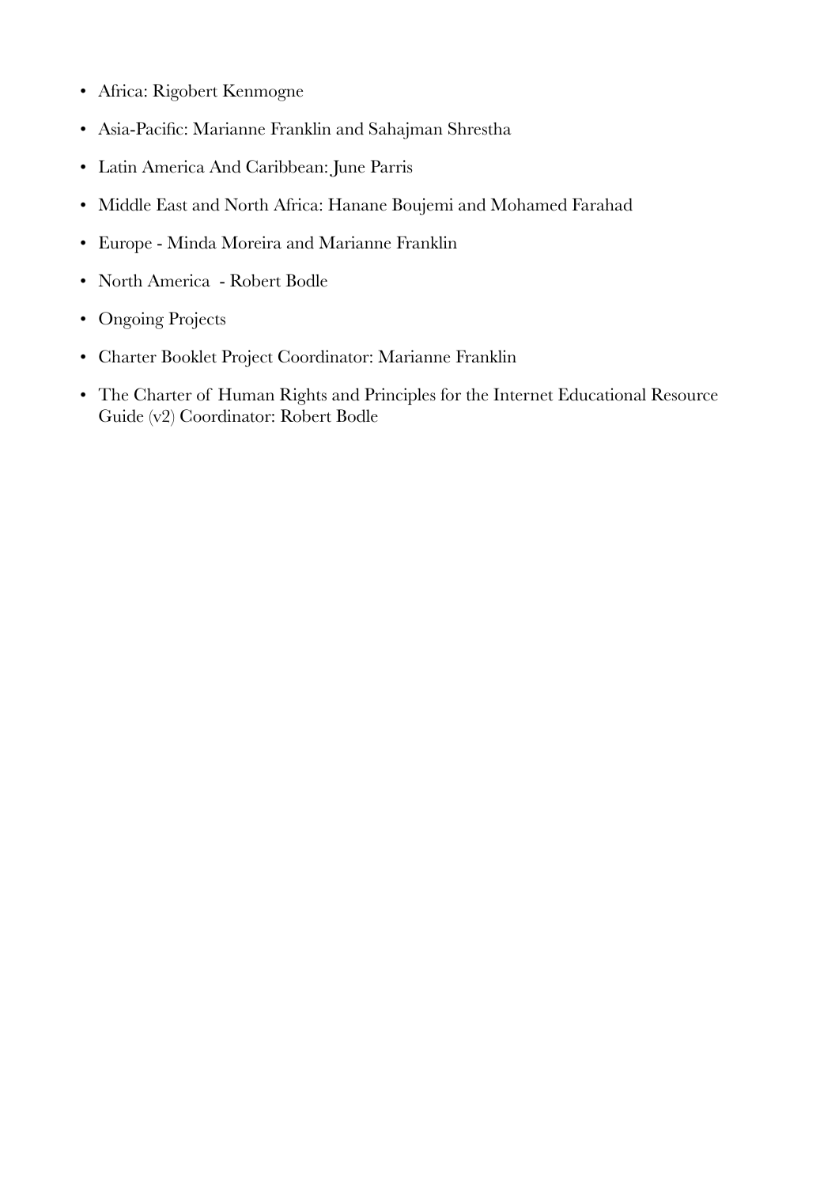- Africa: Rigobert Kenmogne
- Asia-Pacific: Marianne Franklin and Sahajman Shrestha
- Latin America And Caribbean: June Parris
- Middle East and North Africa: Hanane Boujemi and Mohamed Farahad
- Europe - Minda Moreira and Marianne Franklin
- North America - Robert Bodle
- Ongoing Projects
- Charter Booklet Project Coordinator: Marianne Franklin
- The Charter of Human Rights and Principles for the Internet Educational Resource Guide (v2) Coordinator: Robert Bodle